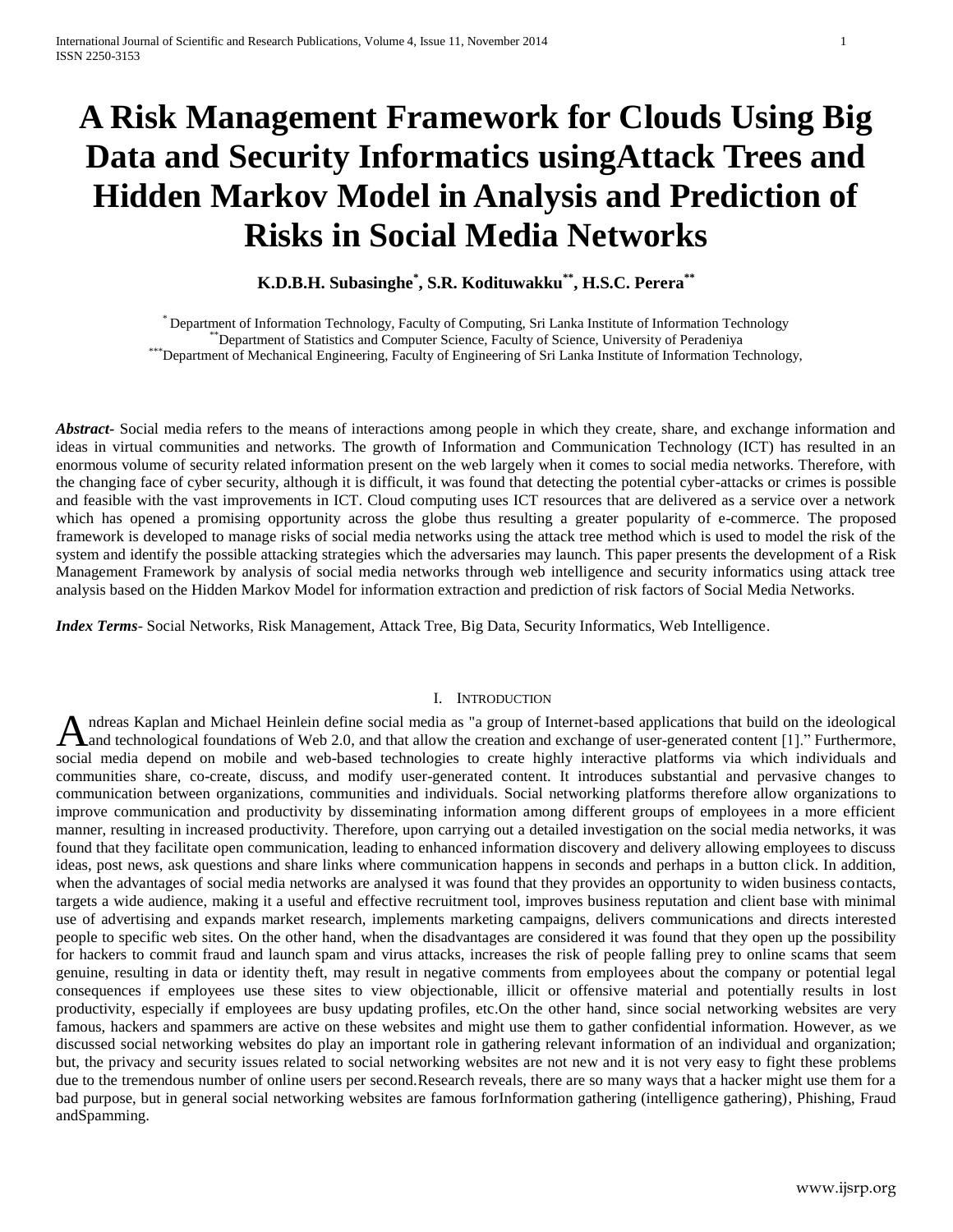# A Risk Management Framework for Clouds Using Big Data and Security Informatics usingAttack Trees and Hidden Markov Model in Analysis and Prediction of Risks in Social Media Networks

**K.D.B.H. Subasinghe[*], S.R. Kodituwakku[**], H.S.C. Perera[**]**

[*] Department of Information Technology, Faculty of Computing, Sri Lanka Institute of Information Technology
[**] Department of Statistics and Computer Science, Faculty of Science, University of Peradeniya
[***] Department of Mechanical Engineering, Faculty of Engineering of Sri Lanka Institute of Information Technology,

***Abstract*-** Social media refers to the means of interactions among people in which they create, share, and exchange information and ideas in virtual communities and networks. The growth of Information and Communication Technology (ICT) has resulted in an enormous volume of security related information present on the web largely when it comes to social media networks. Therefore, with the changing face of cyber security, although it is difficult, it was found that detecting the potential cyber-attacks or crimes is possible and feasible with the vast improvements in ICT. Cloud computing uses ICT resources that are delivered as a service over a network which has opened a promising opportunity across the globe thus resulting a greater popularity of e-commerce. The proposed framework is developed to manage risks of social media networks using the attack tree method which is used to model the risk of the system and identify the possible attacking strategies which the adversaries may launch. This paper presents the development of a Risk Management Framework by analysis of social media networks through web intelligence and security informatics using attack tree analysis based on the Hidden Markov Model for information extraction and prediction of risk factors of Social Media Networks.

***Index Terms*-** Social Networks, Risk Management, Attack Tree, Big Data, Security Informatics, Web Intelligence.

## I. Introduction

Andreas Kaplan and Michael Heinlein define social media as "a group of Internet-based applications that build on the ideological and technological foundations of Web 2.0, and that allow the creation and exchange of user-generated content [1]." Furthermore, social media depend on mobile and web-based technologies to create highly interactive platforms via which individuals and communities share, co-create, discuss, and modify user-generated content. It introduces substantial and pervasive changes to communication between organizations, communities and individuals. Social networking platforms therefore allow organizations to improve communication and productivity by disseminating information among different groups of employees in a more efficient manner, resulting in increased productivity. Therefore, upon carrying out a detailed investigation on the social media networks, it was found that they facilitate open communication, leading to enhanced information discovery and delivery allowing employees to discuss ideas, post news, ask questions and share links where communication happens in seconds and perhaps in a button click. In addition, when the advantages of social media networks are analysed it was found that they provides an opportunity to widen business contacts, targets a wide audience, making it a useful and effective recruitment tool, improves business reputation and client base with minimal use of advertising and expands market research, implements marketing campaigns, delivers communications and directs interested people to specific web sites. On the other hand, when the disadvantages are considered it was found that they open up the possibility for hackers to commit fraud and launch spam and virus attacks, increases the risk of people falling prey to online scams that seem genuine, resulting in data or identity theft, may result in negative comments from employees about the company or potential legal consequences if employees use these sites to view objectionable, illicit or offensive material and potentially results in lost productivity, especially if employees are busy updating profiles, etc.On the other hand, since social networking websites are very famous, hackers and spammers are active on these websites and might use them to gather confidential information. However, as we discussed social networking websites do play an important role in gathering relevant information of an individual and organization; but, the privacy and security issues related to social networking websites are not new and it is not very easy to fight these problems due to the tremendous number of online users per second.Research reveals, there are so many ways that a hacker might use them for a bad purpose, but in general social networking websites are famous forInformation gathering (intelligence gathering), Phishing, Fraud andSpamming.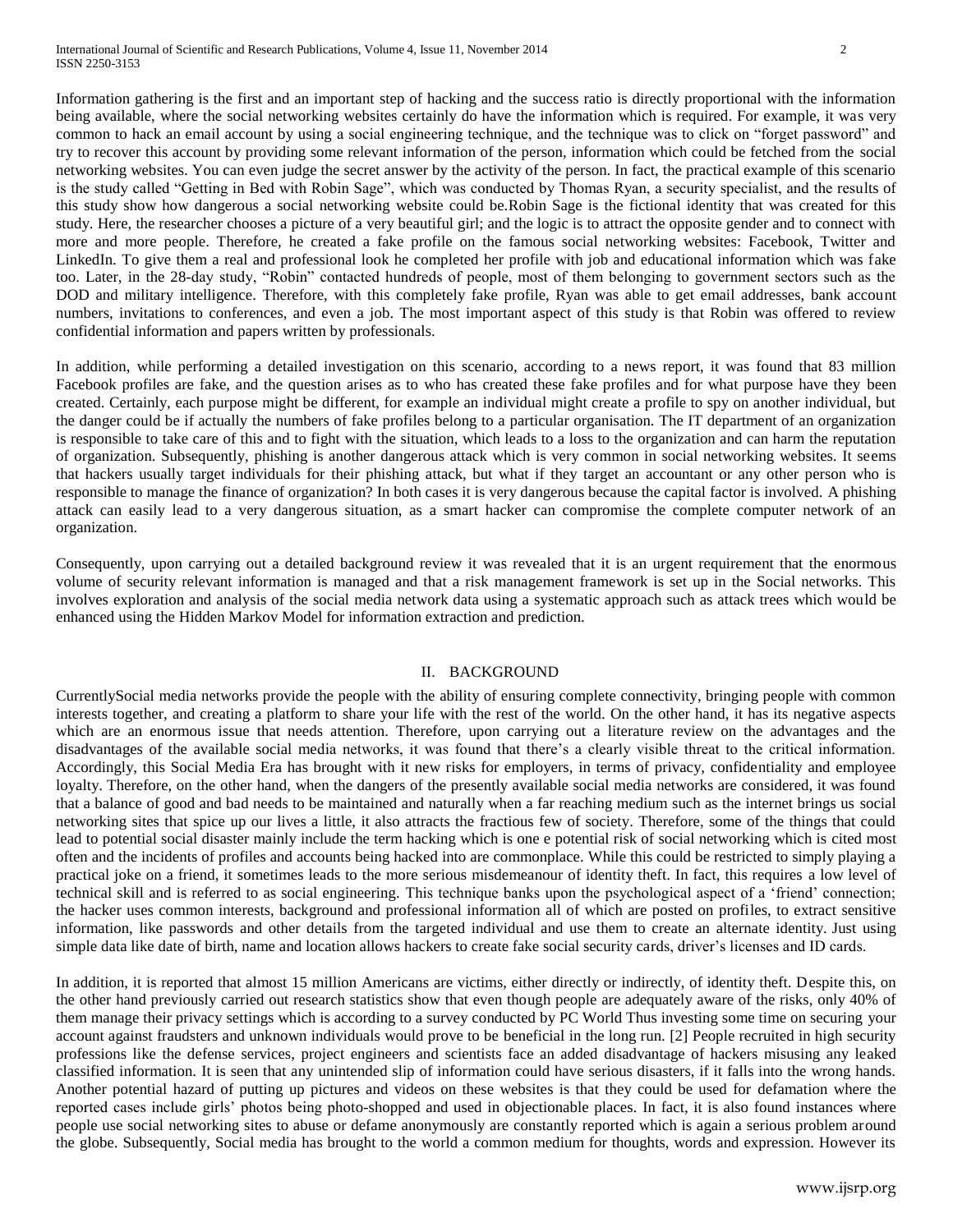Information gathering is the first and an important step of hacking and the success ratio is directly proportional with the information being available, where the social networking websites certainly do have the information which is required. For example, it was very common to hack an email account by using a social engineering technique, and the technique was to click on "forget password" and try to recover this account by providing some relevant information of the person, information which could be fetched from the social networking websites. You can even judge the secret answer by the activity of the person. In fact, the practical example of this scenario is the study called "Getting in Bed with Robin Sage", which was conducted by Thomas Ryan, a security specialist, and the results of this study show how dangerous a social networking website could be.Robin Sage is the fictional identity that was created for this study. Here, the researcher chooses a picture of a very beautiful girl; and the logic is to attract the opposite gender and to connect with more and more people. Therefore, he created a fake profile on the famous social networking websites: Facebook, Twitter and LinkedIn. To give them a real and professional look he completed her profile with job and educational information which was fake too. Later, in the 28-day study, "Robin" contacted hundreds of people, most of them belonging to government sectors such as the DOD and military intelligence. Therefore, with this completely fake profile, Ryan was able to get email addresses, bank account numbers, invitations to conferences, and even a job. The most important aspect of this study is that Robin was offered to review confidential information and papers written by professionals.

In addition, while performing a detailed investigation on this scenario, according to a news report, it was found that 83 million Facebook profiles are fake, and the question arises as to who has created these fake profiles and for what purpose have they been created. Certainly, each purpose might be different, for example an individual might create a profile to spy on another individual, but the danger could be if actually the numbers of fake profiles belong to a particular organisation. The IT department of an organization is responsible to take care of this and to fight with the situation, which leads to a loss to the organization and can harm the reputation of organization. Subsequently, phishing is another dangerous attack which is very common in social networking websites. It seems that hackers usually target individuals for their phishing attack, but what if they target an accountant or any other person who is responsible to manage the finance of organization? In both cases it is very dangerous because the capital factor is involved. A phishing attack can easily lead to a very dangerous situation, as a smart hacker can compromise the complete computer network of an organization.

Consequently, upon carrying out a detailed background review it was revealed that it is an urgent requirement that the enormous volume of security relevant information is managed and that a risk management framework is set up in the Social networks. This involves exploration and analysis of the social media network data using a systematic approach such as attack trees which would be enhanced using the Hidden Markov Model for information extraction and prediction.

## II. BACKGROUND

CurrentlySocial media networks provide the people with the ability of ensuring complete connectivity, bringing people with common interests together, and creating a platform to share your life with the rest of the world. On the other hand, it has its negative aspects which are an enormous issue that needs attention. Therefore, upon carrying out a literature review on the advantages and the disadvantages of the available social media networks, it was found that there's a clearly visible threat to the critical information. Accordingly, this Social Media Era has brought with it new risks for employers, in terms of privacy, confidentiality and employee loyalty. Therefore, on the other hand, when the dangers of the presently available social media networks are considered, it was found that a balance of good and bad needs to be maintained and naturally when a far reaching medium such as the internet brings us social networking sites that spice up our lives a little, it also attracts the fractious few of society. Therefore, some of the things that could lead to potential social disaster mainly include the term hacking which is one e potential risk of social networking which is cited most often and the incidents of profiles and accounts being hacked into are commonplace. While this could be restricted to simply playing a practical joke on a friend, it sometimes leads to the more serious misdemeanour of identity theft. In fact, this requires a low level of technical skill and is referred to as social engineering. This technique banks upon the psychological aspect of a 'friend' connection; the hacker uses common interests, background and professional information all of which are posted on profiles, to extract sensitive information, like passwords and other details from the targeted individual and use them to create an alternate identity. Just using simple data like date of birth, name and location allows hackers to create fake social security cards, driver's licenses and ID cards.

In addition, it is reported that almost 15 million Americans are victims, either directly or indirectly, of identity theft. Despite this, on the other hand previously carried out research statistics show that even though people are adequately aware of the risks, only 40% of them manage their privacy settings which is according to a survey conducted by PC World Thus investing some time on securing your account against fraudsters and unknown individuals would prove to be beneficial in the long run. [2] People recruited in high security professions like the defense services, project engineers and scientists face an added disadvantage of hackers misusing any leaked classified information. It is seen that any unintended slip of information could have serious disasters, if it falls into the wrong hands. Another potential hazard of putting up pictures and videos on these websites is that they could be used for defamation where the reported cases include girls' photos being photo-shopped and used in objectionable places. In fact, it is also found instances where people use social networking sites to abuse or defame anonymously are constantly reported which is again a serious problem around the globe. Subsequently, Social media has brought to the world a common medium for thoughts, words and expression. However its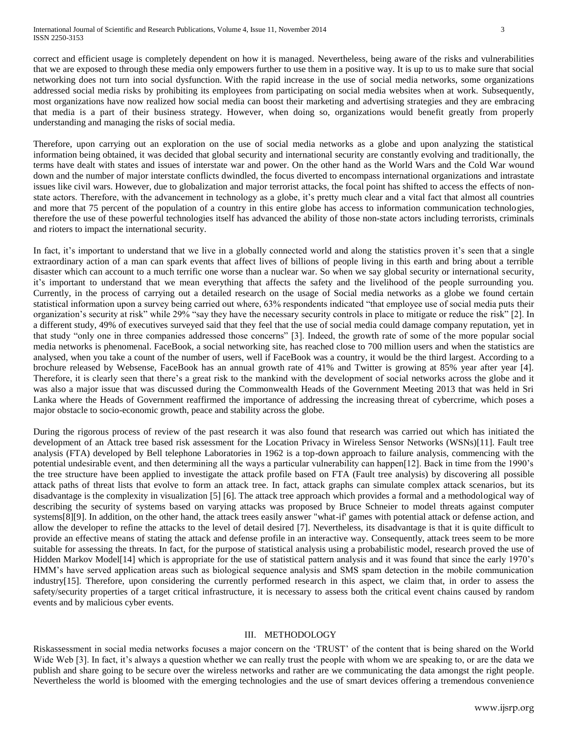correct and efficient usage is completely dependent on how it is managed. Nevertheless, being aware of the risks and vulnerabilities that we are exposed to through these media only empowers further to use them in a positive way. It is up to us to make sure that social networking does not turn into social dysfunction. With the rapid increase in the use of social media networks, some organizations addressed social media risks by prohibiting its employees from participating on social media websites when at work. Subsequently, most organizations have now realized how social media can boost their marketing and advertising strategies and they are embracing that media is a part of their business strategy. However, when doing so, organizations would benefit greatly from properly understanding and managing the risks of social media.

Therefore, upon carrying out an exploration on the use of social media networks as a globe and upon analyzing the statistical information being obtained, it was decided that global security and international security are constantly evolving and traditionally, the terms have dealt with states and issues of interstate war and power. On the other hand as the World Wars and the Cold War wound down and the number of major interstate conflicts dwindled, the focus diverted to encompass international organizations and intrastate issues like civil wars. However, due to globalization and major terrorist attacks, the focal point has shifted to access the effects of non-state actors. Therefore, with the advancement in technology as a globe, it's pretty much clear and a vital fact that almost all countries and more that 75 percent of the population of a country in this entire globe has access to information communication technologies, therefore the use of these powerful technologies itself has advanced the ability of those non-state actors including terrorists, criminals and rioters to impact the international security.

In fact, it's important to understand that we live in a globally connected world and along the statistics proven it's seen that a single extraordinary action of a man can spark events that affect lives of billions of people living in this earth and bring about a terrible disaster which can account to a much terrific one worse than a nuclear war. So when we say global security or international security, it's important to understand that we mean everything that affects the safety and the livelihood of the people surrounding you. Currently, in the process of carrying out a detailed research on the usage of Social media networks as a globe we found certain statistical information upon a survey being carried out where, 63% respondents indicated "that employee use of social media puts their organization's security at risk" while 29% "say they have the necessary security controls in place to mitigate or reduce the risk" [2]. In a different study, 49% of executives surveyed said that they feel that the use of social media could damage company reputation, yet in that study "only one in three companies addressed those concerns" [3]. Indeed, the growth rate of some of the more popular social media networks is phenomenal. FaceBook, a social networking site, has reached close to 700 million users and when the statistics are analysed, when you take a count of the number of users, well if FaceBook was a country, it would be the third largest. According to a brochure released by Websense, FaceBook has an annual growth rate of 41% and Twitter is growing at 85% year after year [4]. Therefore, it is clearly seen that there's a great risk to the mankind with the development of social networks across the globe and it was also a major issue that was discussed during the Commonwealth Heads of the Government Meeting 2013 that was held in Sri Lanka where the Heads of Government reaffirmed the importance of addressing the increasing threat of cybercrime, which poses a major obstacle to socio-economic growth, peace and stability across the globe.

During the rigorous process of review of the past research it was also found that research was carried out which has initiated the development of an Attack tree based risk assessment for the Location Privacy in Wireless Sensor Networks (WSNs)[11]. Fault tree analysis (FTA) developed by Bell telephone Laboratories in 1962 is a top-down approach to failure analysis, commencing with the potential undesirable event, and then determining all the ways a particular vulnerability can happen[12]. Back in time from the 1990's the tree structure have been applied to investigate the attack profile based on FTA (Fault tree analysis) by discovering all possible attack paths of threat lists that evolve to form an attack tree. In fact, attack graphs can simulate complex attack scenarios, but its disadvantage is the complexity in visualization [5] [6]. The attack tree approach which provides a formal and a methodological way of describing the security of systems based on varying attacks was proposed by Bruce Schneier to model threats against computer systems[8][9]. In addition, on the other hand, the attack trees easily answer "what-if' games with potential attack or defense action, and allow the developer to refine the attacks to the level of detail desired [7]. Nevertheless, its disadvantage is that it is quite difficult to provide an effective means of stating the attack and defense profile in an interactive way. Consequently, attack trees seem to be more suitable for assessing the threats. In fact, for the purpose of statistical analysis using a probabilistic model, research proved the use of Hidden Markov Model[14] which is appropriate for the use of statistical pattern analysis and it was found that since the early 1970's HMM's have served application areas such as biological sequence analysis and SMS spam detection in the mobile communication industry[15]. Therefore, upon considering the currently performed research in this aspect, we claim that, in order to assess the safety/security properties of a target critical infrastructure, it is necessary to assess both the critical event chains caused by random events and by malicious cyber events.

## III. METHODOLOGY

Riskassessment in social media networks focuses a major concern on the 'TRUST' of the content that is being shared on the World Wide Web [3]. In fact, it's always a question whether we can really trust the people with whom we are speaking to, or are the data we publish and share going to be secure over the wireless networks and rather are we communicating the data amongst the right people. Nevertheless the world is bloomed with the emerging technologies and the use of smart devices offering a tremendous convenience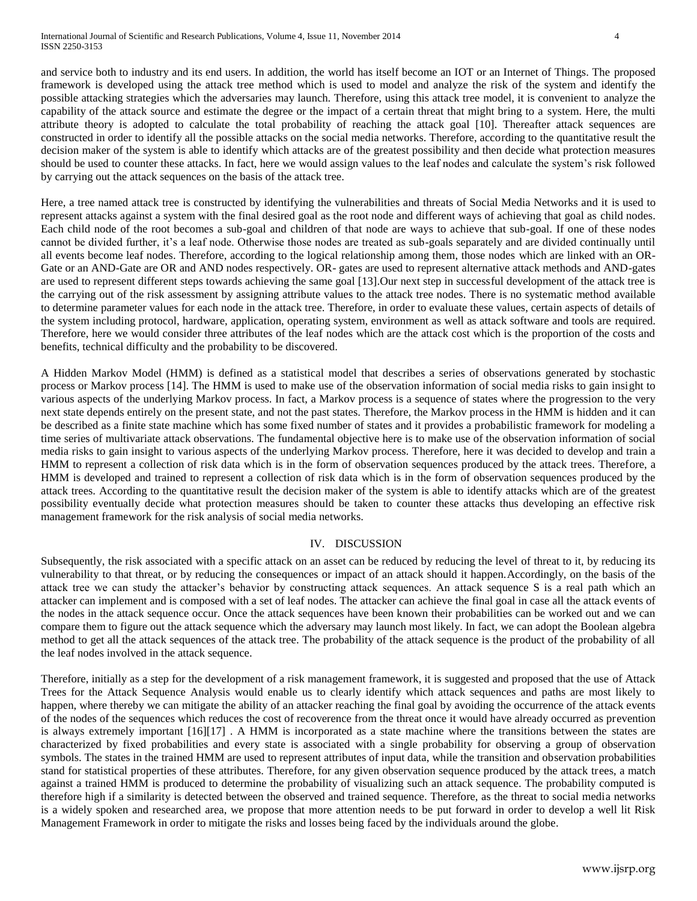and service both to industry and its end users. In addition, the world has itself become an IOT or an Internet of Things. The proposed framework is developed using the attack tree method which is used to model and analyze the risk of the system and identify the possible attacking strategies which the adversaries may launch. Therefore, using this attack tree model, it is convenient to analyze the capability of the attack source and estimate the degree or the impact of a certain threat that might bring to a system. Here, the multi attribute theory is adopted to calculate the total probability of reaching the attack goal [10]. Thereafter attack sequences are constructed in order to identify all the possible attacks on the social media networks. Therefore, according to the quantitative result the decision maker of the system is able to identify which attacks are of the greatest possibility and then decide what protection measures should be used to counter these attacks. In fact, here we would assign values to the leaf nodes and calculate the system's risk followed by carrying out the attack sequences on the basis of the attack tree.

Here, a tree named attack tree is constructed by identifying the vulnerabilities and threats of Social Media Networks and it is used to represent attacks against a system with the final desired goal as the root node and different ways of achieving that goal as child nodes. Each child node of the root becomes a sub-goal and children of that node are ways to achieve that sub-goal. If one of these nodes cannot be divided further, it's a leaf node. Otherwise those nodes are treated as sub-goals separately and are divided continually until all events become leaf nodes. Therefore, according to the logical relationship among them, those nodes which are linked with an OR-Gate or an AND-Gate are OR and AND nodes respectively. OR- gates are used to represent alternative attack methods and AND-gates are used to represent different steps towards achieving the same goal [13].Our next step in successful development of the attack tree is the carrying out of the risk assessment by assigning attribute values to the attack tree nodes. There is no systematic method available to determine parameter values for each node in the attack tree. Therefore, in order to evaluate these values, certain aspects of details of the system including protocol, hardware, application, operating system, environment as well as attack software and tools are required. Therefore, here we would consider three attributes of the leaf nodes which are the attack cost which is the proportion of the costs and benefits, technical difficulty and the probability to be discovered.

A Hidden Markov Model (HMM) is defined as a statistical model that describes a series of observations generated by stochastic process or Markov process [14]. The HMM is used to make use of the observation information of social media risks to gain insight to various aspects of the underlying Markov process. In fact, a Markov process is a sequence of states where the progression to the very next state depends entirely on the present state, and not the past states. Therefore, the Markov process in the HMM is hidden and it can be described as a finite state machine which has some fixed number of states and it provides a probabilistic framework for modeling a time series of multivariate attack observations. The fundamental objective here is to make use of the observation information of social media risks to gain insight to various aspects of the underlying Markov process. Therefore, here it was decided to develop and train a HMM to represent a collection of risk data which is in the form of observation sequences produced by the attack trees. Therefore, a HMM is developed and trained to represent a collection of risk data which is in the form of observation sequences produced by the attack trees. According to the quantitative result the decision maker of the system is able to identify attacks which are of the greatest possibility eventually decide what protection measures should be taken to counter these attacks thus developing an effective risk management framework for the risk analysis of social media networks.

## IV. DISCUSSION

Subsequently, the risk associated with a specific attack on an asset can be reduced by reducing the level of threat to it, by reducing its vulnerability to that threat, or by reducing the consequences or impact of an attack should it happen.Accordingly, on the basis of the attack tree we can study the attacker's behavior by constructing attack sequences. An attack sequence S is a real path which an attacker can implement and is composed with a set of leaf nodes. The attacker can achieve the final goal in case all the attack events of the nodes in the attack sequence occur. Once the attack sequences have been known their probabilities can be worked out and we can compare them to figure out the attack sequence which the adversary may launch most likely. In fact, we can adopt the Boolean algebra method to get all the attack sequences of the attack tree. The probability of the attack sequence is the product of the probability of all the leaf nodes involved in the attack sequence.

Therefore, initially as a step for the development of a risk management framework, it is suggested and proposed that the use of Attack Trees for the Attack Sequence Analysis would enable us to clearly identify which attack sequences and paths are most likely to happen, where thereby we can mitigate the ability of an attacker reaching the final goal by avoiding the occurrence of the attack events of the nodes of the sequences which reduces the cost of recoverence from the threat once it would have already occurred as prevention is always extremely important [16][17] . A HMM is incorporated as a state machine where the transitions between the states are characterized by fixed probabilities and every state is associated with a single probability for observing a group of observation symbols. The states in the trained HMM are used to represent attributes of input data, while the transition and observation probabilities stand for statistical properties of these attributes. Therefore, for any given observation sequence produced by the attack trees, a match against a trained HMM is produced to determine the probability of visualizing such an attack sequence. The probability computed is therefore high if a similarity is detected between the observed and trained sequence. Therefore, as the threat to social media networks is a widely spoken and researched area, we propose that more attention needs to be put forward in order to develop a well lit Risk Management Framework in order to mitigate the risks and losses being faced by the individuals around the globe.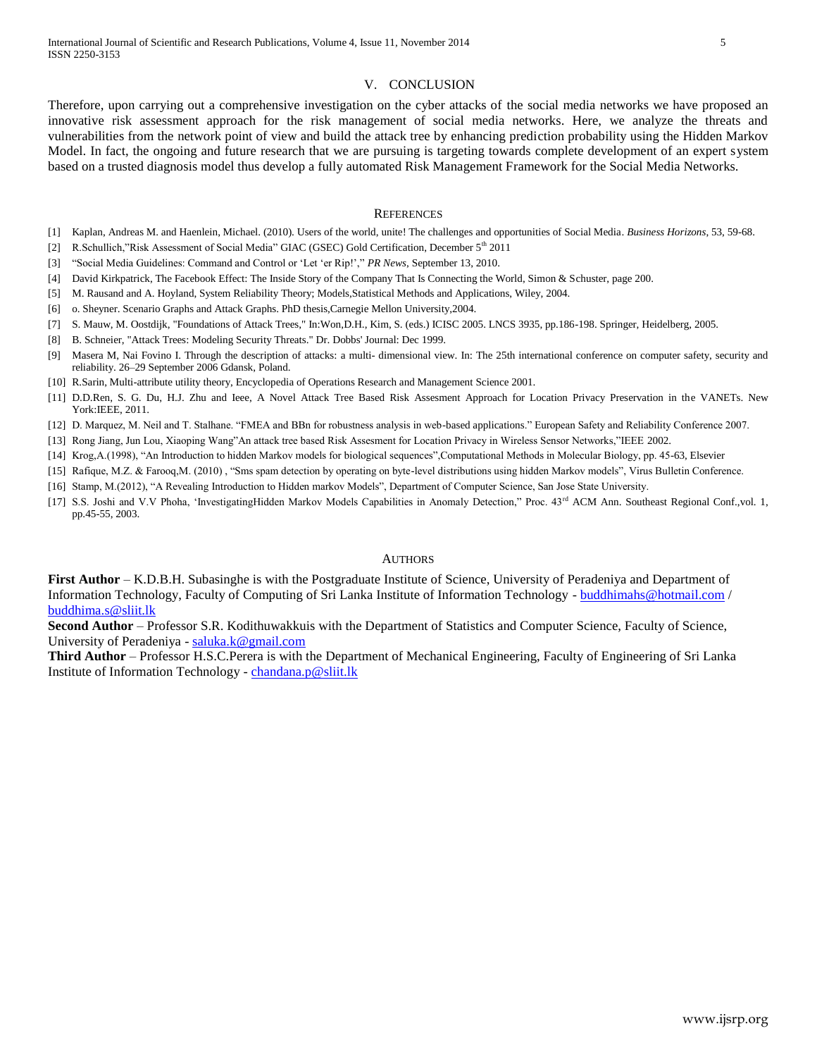## V. CONCLUSION

Therefore, upon carrying out a comprehensive investigation on the cyber attacks of the social media networks we have proposed an innovative risk assessment approach for the risk management of social media networks. Here, we analyze the threats and vulnerabilities from the network point of view and build the attack tree by enhancing prediction probability using the Hidden Markov Model. In fact, the ongoing and future research that we are pursuing is targeting towards complete development of an expert system based on a trusted diagnosis model thus develop a fully automated Risk Management Framework for the Social Media Networks.

## REFERENCES

[1] Kaplan, Andreas M. and Haenlein, Michael. (2010). Users of the world, unite! The challenges and opportunities of Social Media. *Business Horizons*, 53, 59-68.

[2] R.Schullich,"Risk Assessment of Social Media" GIAC (GSEC) Gold Certification, December 5th 2011

[3] "Social Media Guidelines: Command and Control or 'Let 'er Rip!'," *PR News*, September 13, 2010.

[4] David Kirkpatrick, The Facebook Effect: The Inside Story of the Company That Is Connecting the World, Simon & Schuster, page 200.

[5] M. Rausand and A. Hoyland, System Reliability Theory; Models,Statistical Methods and Applications, Wiley, 2004.

[6] o. Sheyner. Scenario Graphs and Attack Graphs. PhD thesis,Carnegie Mellon University,2004.

[7] S. Mauw, M. Oostdijk, "Foundations of Attack Trees," In:Won,D.H., Kim, S. (eds.) ICISC 2005. LNCS 3935, pp.186-198. Springer, Heidelberg, 2005.

[8] B. Schneier, "Attack Trees: Modeling Security Threats." Dr. Dobbs' Journal: Dec 1999.

[9] Masera M, Nai Fovino I. Through the description of attacks: a multi- dimensional view. In: The 25th international conference on computer safety, security and reliability. 26–29 September 2006 Gdansk, Poland.

[10] R.Sarin, Multi-attribute utility theory, Encyclopedia of Operations Research and Management Science 2001.

[11] D.D.Ren, S. G. Du, H.J. Zhu and Ieee, A Novel Attack Tree Based Risk Assesment Approach for Location Privacy Preservation in the VANETs. New York:IEEE, 2011.

[12] D. Marquez, M. Neil and T. Stalhane. "FMEA and BBn for robustness analysis in web-based applications." European Safety and Reliability Conference 2007.

[13] Rong Jiang, Jun Lou, Xiaoping Wang"An attack tree based Risk Assesment for Location Privacy in Wireless Sensor Networks,"IEEE 2002.

[14] Krog,A.(1998), "An Introduction to hidden Markov models for biological sequences",Computational Methods in Molecular Biology, pp. 45-63, Elsevier

[15] Rafique, M.Z. & Farooq,M. (2010) , "Sms spam detection by operating on byte-level distributions using hidden Markov models", Virus Bulletin Conference.

[16] Stamp, M.(2012), "A Revealing Introduction to Hidden markov Models", Department of Computer Science, San Jose State University.

[17] S.S. Joshi and V.V Phoha, 'InvestigatingHidden Markov Models Capabilities in Anomaly Detection," Proc. 43rd ACM Ann. Southeast Regional Conf.,vol. 1, pp.45-55, 2003.

## AUTHORS

**First Author** – K.D.B.H. Subasinghe is with the Postgraduate Institute of Science, University of Peradeniya and Department of Information Technology, Faculty of Computing of Sri Lanka Institute of Information Technology - buddhimahs@hotmail.com / buddhima.s@sliit.lk

**Second Author** – Professor S.R. Kodithuwakkuis with the Department of Statistics and Computer Science, Faculty of Science, University of Peradeniya - saluka.k@gmail.com

**Third Author** – Professor H.S.C.Perera is with the Department of Mechanical Engineering, Faculty of Engineering of Sri Lanka Institute of Information Technology - chandana.p@sliit.lk